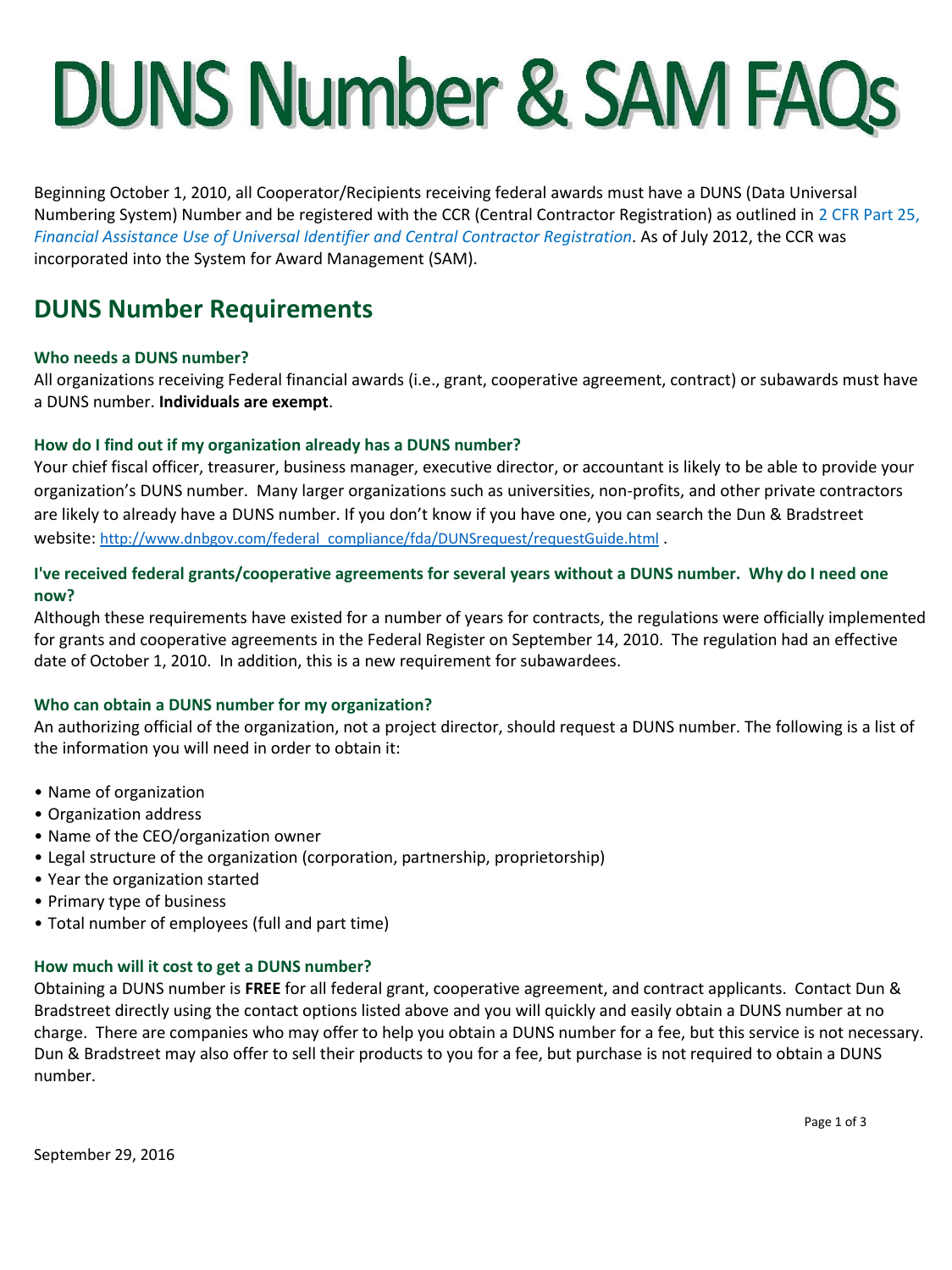# DUNS Number & SAM FAQs

Beginning October 1, 2010, all Cooperator/Recipients receiving federal awards must have a DUNS (Data Universal Numbering System) Number and be registered with the CCR (Central Contractor Registration) as outlined in 2 CFR Part 25, *Financial Assistance Use of Universal Identifier and Central Contractor Registration*. As of July 2012, the CCR was incorporated into the System for Award Management (SAM).

## DUNS Number Requirements

### Who needs a DUNS number?

All organizations receiving Federal financial awards (i.e., grant, cooperative agreement, contract) or subawards must have a DUNS number. **Individuals are exempt**.

### How do I find out if my organization already has a DUNS number?

Your chief fiscal officer, treasurer, business manager, executive director, or accountant is likely to be able to provide your organization's DUNS number. Many larger organizations such as universities, non-profits, and other private contractors are likely to already have a DUNS number. If you don't know if you have one, you can search the Dun & Bradstreet website: http://www.dnbgov.com/federal_compliance/fda/DUNSrequest/requestGuide.html .

### I've received federal grants/cooperative agreements for several years without a DUNS number. Why do I need one now?

Although these requirements have existed for a number of years for contracts, the regulations were officially implemented for grants and cooperative agreements in the Federal Register on September 14, 2010. The regulation had an effective date of October 1, 2010. In addition, this is a new requirement for subawardees.

### Who can obtain a DUNS number for my organization?

An authorizing official of the organization, not a project director, should request a DUNS number. The following is a list of the information you will need in order to obtain it:

- Name of organization
- Organization address
- Name of the CEO/organization owner
- Legal structure of the organization (corporation, partnership, proprietorship)
- Year the organization started
- Primary type of business
- Total number of employees (full and part time)

### How much will it cost to get a DUNS number?

Obtaining a DUNS number is **FREE** for all federal grant, cooperative agreement, and contract applicants. Contact Dun & Bradstreet directly using the contact options listed above and you will quickly and easily obtain a DUNS number at no charge. There are companies who may offer to help you obtain a DUNS number for a fee, but this service is not necessary. Dun & Bradstreet may also offer to sell their products to you for a fee, but purchase is not required to obtain a DUNS number.

September 29, 2016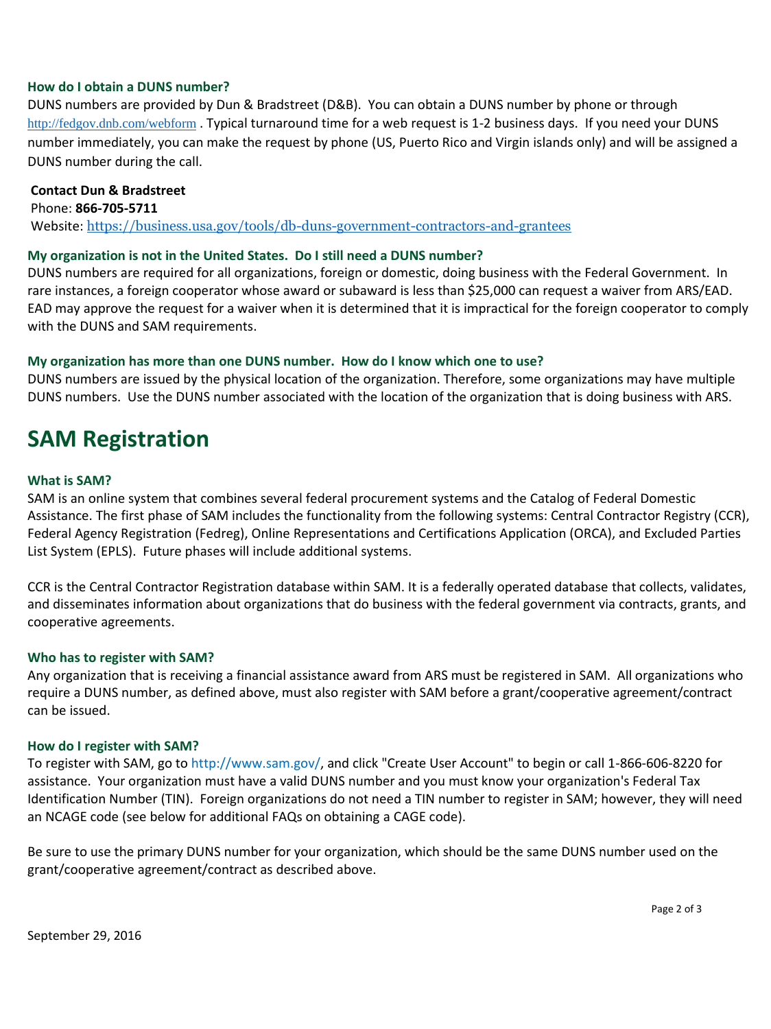### How do I obtain a DUNS number?

DUNS numbers are provided by Dun & Bradstreet (D&B). You can obtain a DUNS number by phone or through http://fedgov.dnb.com/webform . Typical turnaround time for a web request is 1-2 business days. If you need your DUNS number immediately, you can make the request by phone (US, Puerto Rico and Virgin islands only) and will be assigned a DUNS number during the call.

**Contact Dun & Bradstreet**
Phone: **866-705-5711**
Website: https://business.usa.gov/tools/db-duns-government-contractors-and-grantees

### My organization is not in the United States. Do I still need a DUNS number?

DUNS numbers are required for all organizations, foreign or domestic, doing business with the Federal Government. In rare instances, a foreign cooperator whose award or subaward is less than $25,000 can request a waiver from ARS/EAD. EAD may approve the request for a waiver when it is determined that it is impractical for the foreign cooperator to comply with the DUNS and SAM requirements.

### My organization has more than one DUNS number. How do I know which one to use?

DUNS numbers are issued by the physical location of the organization. Therefore, some organizations may have multiple DUNS numbers. Use the DUNS number associated with the location of the organization that is doing business with ARS.

## SAM Registration

### What is SAM?

SAM is an online system that combines several federal procurement systems and the Catalog of Federal Domestic Assistance. The first phase of SAM includes the functionality from the following systems: Central Contractor Registry (CCR), Federal Agency Registration (Fedreg), Online Representations and Certifications Application (ORCA), and Excluded Parties List System (EPLS). Future phases will include additional systems.

CCR is the Central Contractor Registration database within SAM. It is a federally operated database that collects, validates, and disseminates information about organizations that do business with the federal government via contracts, grants, and cooperative agreements.

### Who has to register with SAM?

Any organization that is receiving a financial assistance award from ARS must be registered in SAM. All organizations who require a DUNS number, as defined above, must also register with SAM before a grant/cooperative agreement/contract can be issued.

### How do I register with SAM?

To register with SAM, go to http://www.sam.gov/, and click "Create User Account" to begin or call 1-866-606-8220 for assistance. Your organization must have a valid DUNS number and you must know your organization's Federal Tax Identification Number (TIN). Foreign organizations do not need a TIN number to register in SAM; however, they will need an NCAGE code (see below for additional FAQs on obtaining a CAGE code).

Be sure to use the primary DUNS number for your organization, which should be the same DUNS number used on the grant/cooperative agreement/contract as described above.

September 29, 2016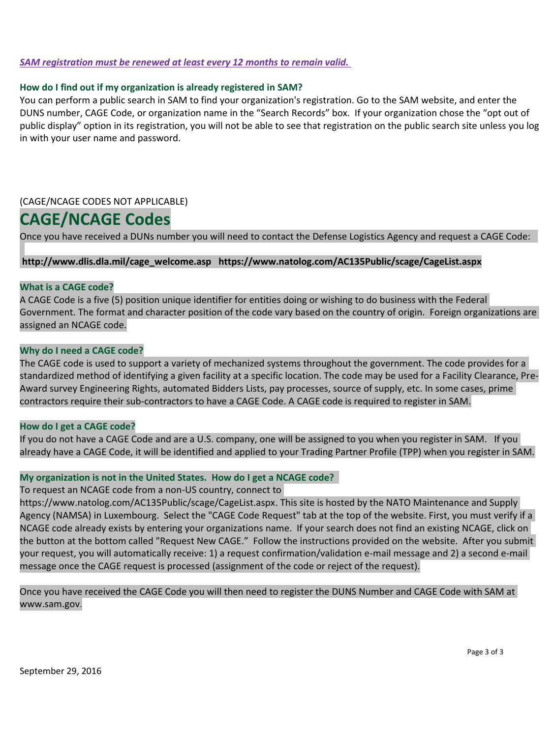*SAM registration must be renewed at least every 12 months to remain valid.*

**How do I find out if my organization is already registered in SAM?**

You can perform a public search in SAM to find your organization's registration. Go to the SAM website, and enter the DUNS number, CAGE Code, or organization name in the “Search Records” box. If your organization chose the “opt out of public display” option in its registration, you will not be able to see that registration on the public search site unless you log in with your user name and password.

(CAGE/NCAGE CODES NOT APPLICABLE)

# CAGE/NCAGE Codes

Once you have received a DUNs number you will need to contact the Defense Logistics Agency and request a CAGE Code:

**http://www.dlis.dla.mil/cage_welcome.asp https://www.natolog.com/AC135Public/scage/CageList.aspx**

**What is a CAGE code?**

A CAGE Code is a five (5) position unique identifier for entities doing or wishing to do business with the Federal Government. The format and character position of the code vary based on the country of origin. Foreign organizations are assigned an NCAGE code.

**Why do I need a CAGE code?**

The CAGE code is used to support a variety of mechanized systems throughout the government. The code provides for a standardized method of identifying a given facility at a specific location. The code may be used for a Facility Clearance, Pre-Award survey Engineering Rights, automated Bidders Lists, pay processes, source of supply, etc. In some cases, prime contractors require their sub-contractors to have a CAGE Code. A CAGE code is required to register in SAM.

**How do I get a CAGE code?**

If you do not have a CAGE Code and are a U.S. company, one will be assigned to you when you register in SAM. If you already have a CAGE Code, it will be identified and applied to your Trading Partner Profile (TPP) when you register in SAM.

**My organization is not in the United States. How do I get a NCAGE code?**

To request an NCAGE code from a non-US country, connect to https://www.natolog.com/AC135Public/scage/CageList.aspx. This site is hosted by the NATO Maintenance and Supply Agency (NAMSA) in Luxembourg. Select the "CAGE Code Request" tab at the top of the website. First, you must verify if a NCAGE code already exists by entering your organizations name. If your search does not find an existing NCAGE, click on the button at the bottom called "Request New CAGE." Follow the instructions provided on the website. After you submit your request, you will automatically receive: 1) a request confirmation/validation e-mail message and 2) a second e-mail message once the CAGE request is processed (assignment of the code or reject of the request).

Once you have received the CAGE Code you will then need to register the DUNS Number and CAGE Code with SAM at www.sam.gov.

September 29, 2016